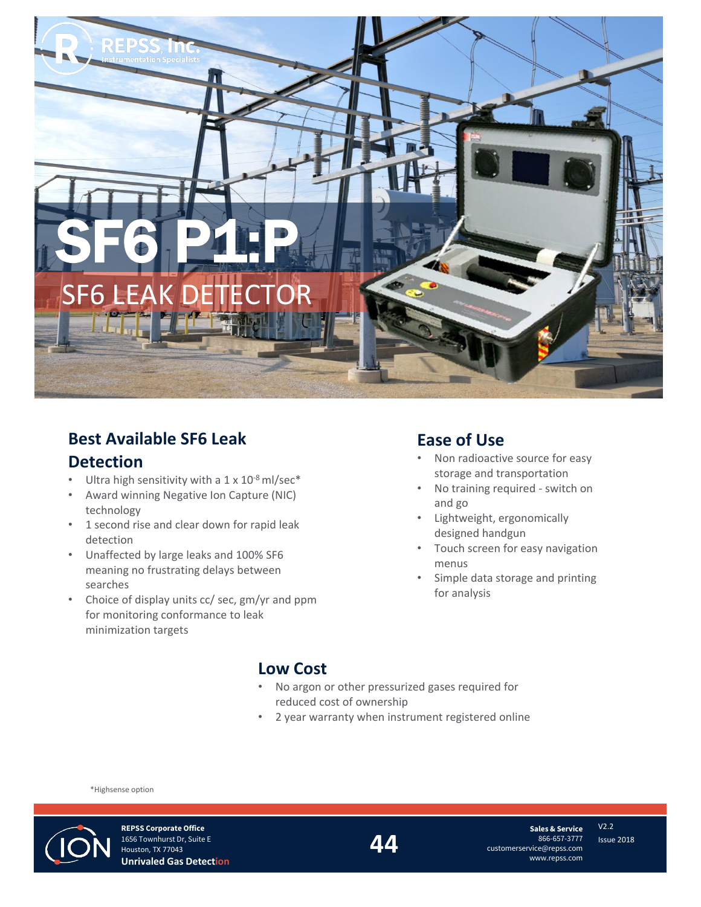REPSS, Inc.
Instrumentation Specialists

# SF6 P1:P

## SF6 LEAK DETECTOR

### Best Available SF6 Leak Detection

- Ultra high sensitivity with a $1 \times 10^{-8}$ ml/sec*
- Award winning Negative Ion Capture (NIC) technology
- 1 second rise and clear down for rapid leak detection
- Unaffected by large leaks and 100% SF6 meaning no frustrating delays between searches
- Choice of display units cc/ sec, gm/yr and ppm for monitoring conformance to leak minimization targets

### Ease of Use

- Non radioactive source for easy storage and transportation
- No training required - switch on and go
- Lightweight, ergonomically designed handgun
- Touch screen for easy navigation menus
- Simple data storage and printing for analysis

### Low Cost

- No argon or other pressurized gases required for reduced cost of ownership
- 2 year warranty when instrument registered online

*Highsense option

**REPSS Corporate Office**
1656 Townhurst Dr, Suite E
Houston, TX 77043
**Unrivaled Gas Detection**

**Sales & Service**
866-657-3777
customerservice@repss.com
www.repss.com

V2.2
Issue 2018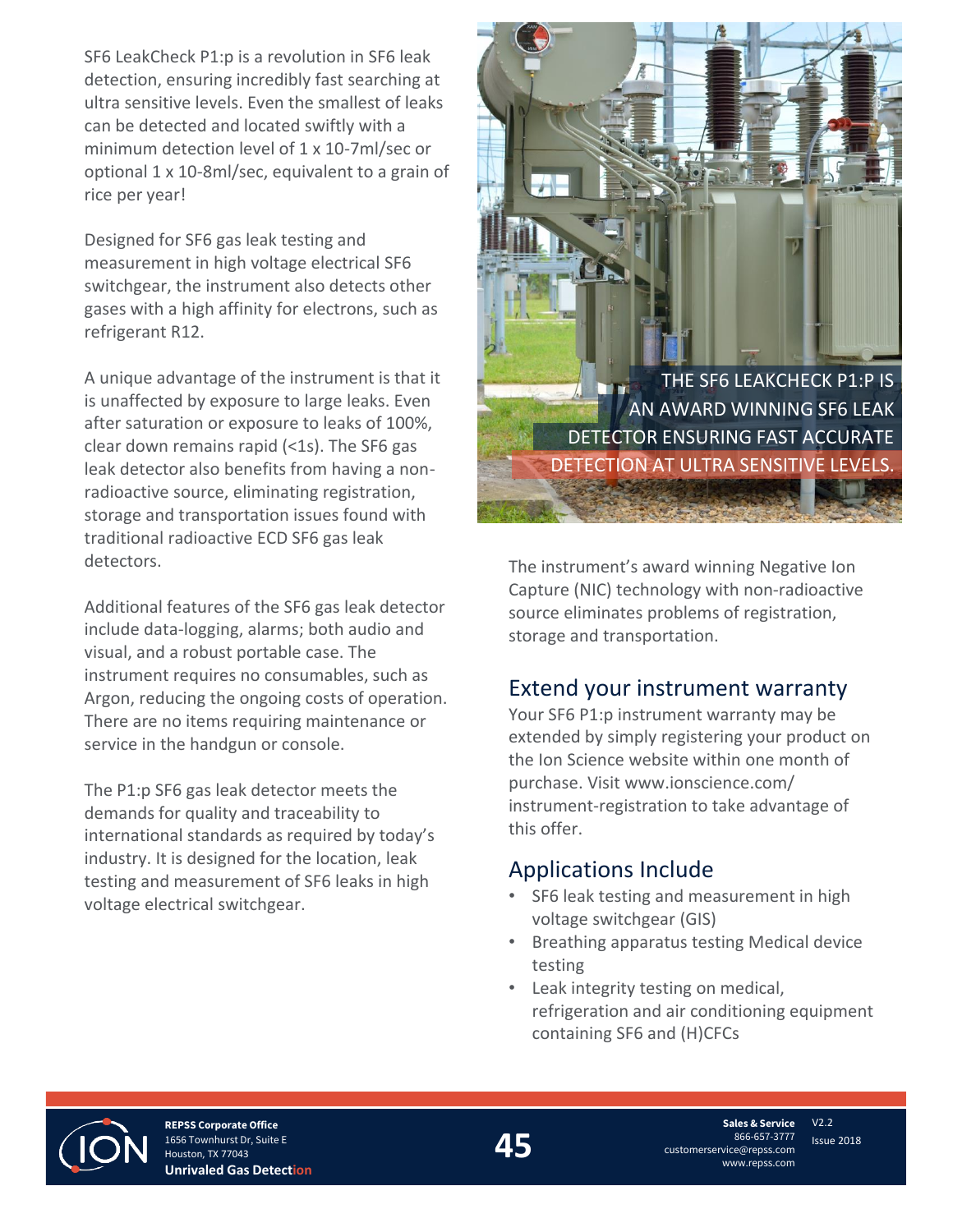SF6 LeakCheck P1:p is a revolution in SF6 leak detection, ensuring incredibly fast searching at ultra sensitive levels. Even the smallest of leaks can be detected and located swiftly with a minimum detection level of 1 x $10^{-7}$ml/sec or optional 1 x $10^{-8}$ml/sec, equivalent to a grain of rice per year!

Designed for SF6 gas leak testing and measurement in high voltage electrical SF6 switchgear, the instrument also detects other gases with a high affinity for electrons, such as refrigerant R12.

A unique advantage of the instrument is that it is unaffected by exposure to large leaks. Even after saturation or exposure to leaks of 100%, clear down remains rapid (<1s). The SF6 gas leak detector also benefits from having a non-radioactive source, eliminating registration, storage and transportation issues found with traditional radioactive ECD SF6 gas leak detectors.

Additional features of the SF6 gas leak detector include data-logging, alarms; both audio and visual, and a robust portable case. The instrument requires no consumables, such as Argon, reducing the ongoing costs of operation. There are no items requiring maintenance or service in the handgun or console.

The P1:p SF6 gas leak detector meets the demands for quality and traceability to international standards as required by today's industry. It is designed for the location, leak testing and measurement of SF6 leaks in high voltage electrical switchgear.

THE SF6 LEAKCHECK P1:P IS AN AWARD WINNING SF6 LEAK DETECTOR ENSURING FAST ACCURATE DETECTION AT ULTRA SENSITIVE LEVELS.

The instrument's award winning Negative Ion Capture (NIC) technology with non-radioactive source eliminates problems of registration, storage and transportation.

## Extend your instrument warranty

Your SF6 P1:p instrument warranty may be extended by simply registering your product on the Ion Science website within one month of purchase. Visit www.ionscience.com/instrument-registration to take advantage of this offer.

## Applications Include

- SF6 leak testing and measurement in high voltage switchgear (GIS)
- Breathing apparatus testing Medical device testing
- Leak integrity testing on medical, refrigeration and air conditioning equipment containing SF6 and (H)CFCs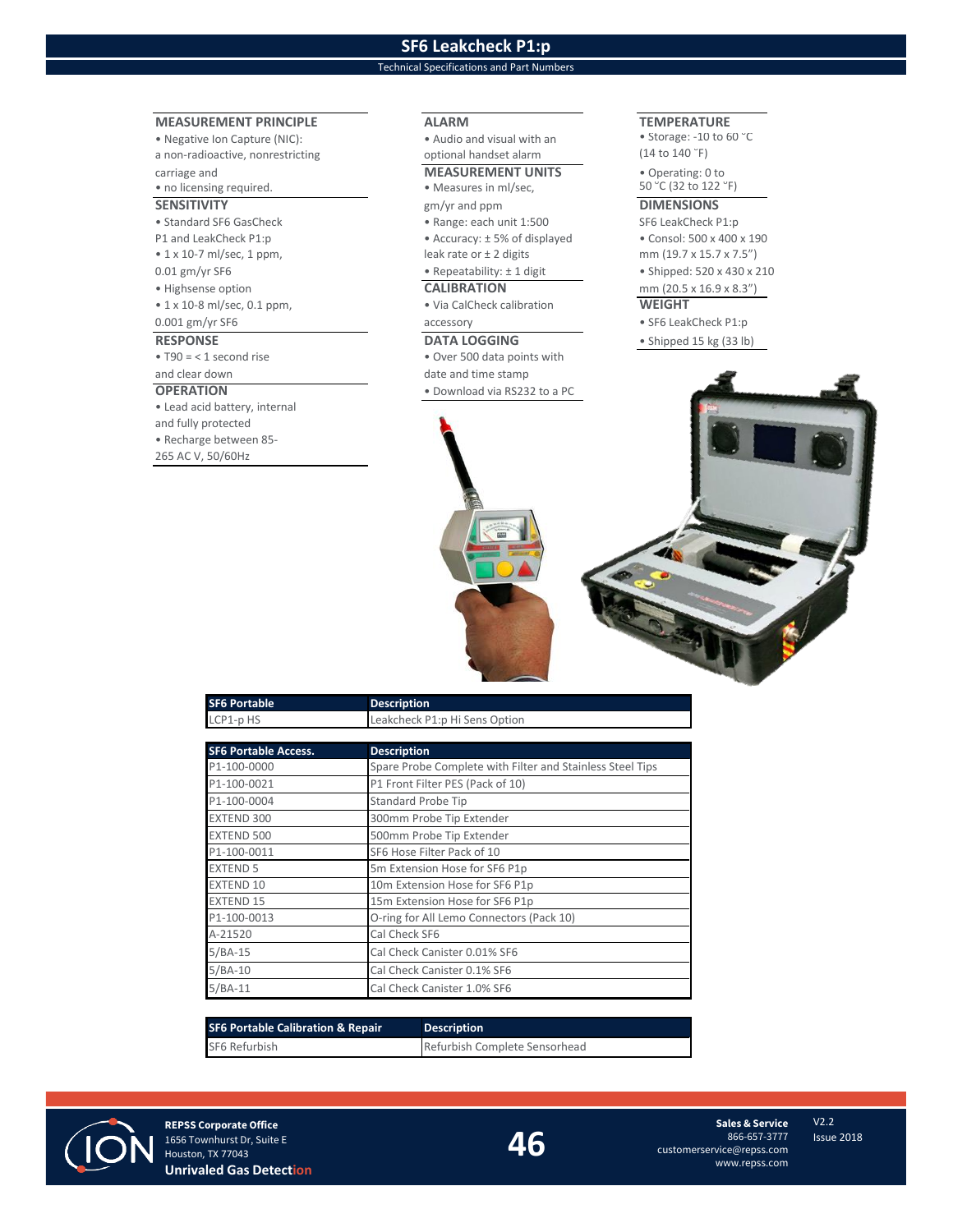# SF6 Leakcheck P1:p

Technical Specifications and Part Numbers

## MEASUREMENT PRINCIPLE

- Negative Ion Capture (NIC): a non-radioactive, nonrestricting carriage and
- no licensing required.

## SENSITIVITY

- Standard SF6 GasCheck P1 and LeakCheck P1:p
- 1 x 10-7 ml/sec, 1 ppm, 0.01 gm/yr SF6
- Highsense option
- 1 x 10-8 ml/sec, 0.1 ppm, 0.001 gm/yr SF6

## RESPONSE

- T90 = < 1 second rise and clear down

## OPERATION

- Lead acid battery, internal and fully protected
- Recharge between 85-265 AC V, 50/60Hz

## ALARM

- Audio and visual with an optional handset alarm

## MEASUREMENT UNITS

- Measures in ml/sec, gm/yr and ppm
- Range: each unit 1:500
- Accuracy: ± 5% of displayed leak rate or ± 2 digits
- Repeatability: ± 1 digit

## CALIBRATION

- Via CalCheck calibration accessory

## DATA LOGGING

- Over 500 data points with date and time stamp
- Download via RS232 to a PC

## TEMPERATURE

- Storage: -10 to 60 °C (14 to 140 °F)
- Operating: 0 to 50 °C (32 to 122 °F)

## DIMENSIONS

SF6 LeakCheck P1:p

- Consol: 500 x 400 x 190 mm (19.7 x 15.7 x 7.5")
- Shipped: 520 x 430 x 210 mm (20.5 x 16.9 x 8.3")

## WEIGHT

- SF6 LeakCheck P1:p
- Shipped 15 kg (33 lb)

| SF6 Portable | Description |
|---|---|
| LCP1-p HS | Leakcheck P1:p Hi Sens Option |

| SF6 Portable Access. | Description |
|---|---|
| P1-100-0000 | Spare Probe Complete with Filter and Stainless Steel Tips |
| P1-100-0021 | P1 Front Filter PES (Pack of 10) |
| P1-100-0004 | Standard Probe Tip |
| EXTEND 300 | 300mm Probe Tip Extender |
| EXTEND 500 | 500mm Probe Tip Extender |
| P1-100-0011 | SF6 Hose Filter Pack of 10 |
| EXTEND 5 | 5m Extension Hose for SF6 P1p |
| EXTEND 10 | 10m Extension Hose for SF6 P1p |
| EXTEND 15 | 15m Extension Hose for SF6 P1p |
| P1-100-0013 | O-ring for All Lemo Connectors (Pack 10) |
| A-21520 | Cal Check SF6 |
| 5/BA-15 | Cal Check Canister 0.01% SF6 |
| 5/BA-10 | Cal Check Canister 0.1% SF6 |
| 5/BA-11 | Cal Check Canister 1.0% SF6 |

| SF6 Portable Calibration & Repair | Description |
|---|---|
| SF6 Refurbish | Refurbish Complete Sensorhead |

**REPSS Corporate Office**
1656 Townhurst Dr, Suite E
Houston, TX 77043
**Unrivaled Gas Detection**

**Sales & Service**
866-657-3777
customerservice@repss.com
www.repss.com

V2.2
Issue 2018